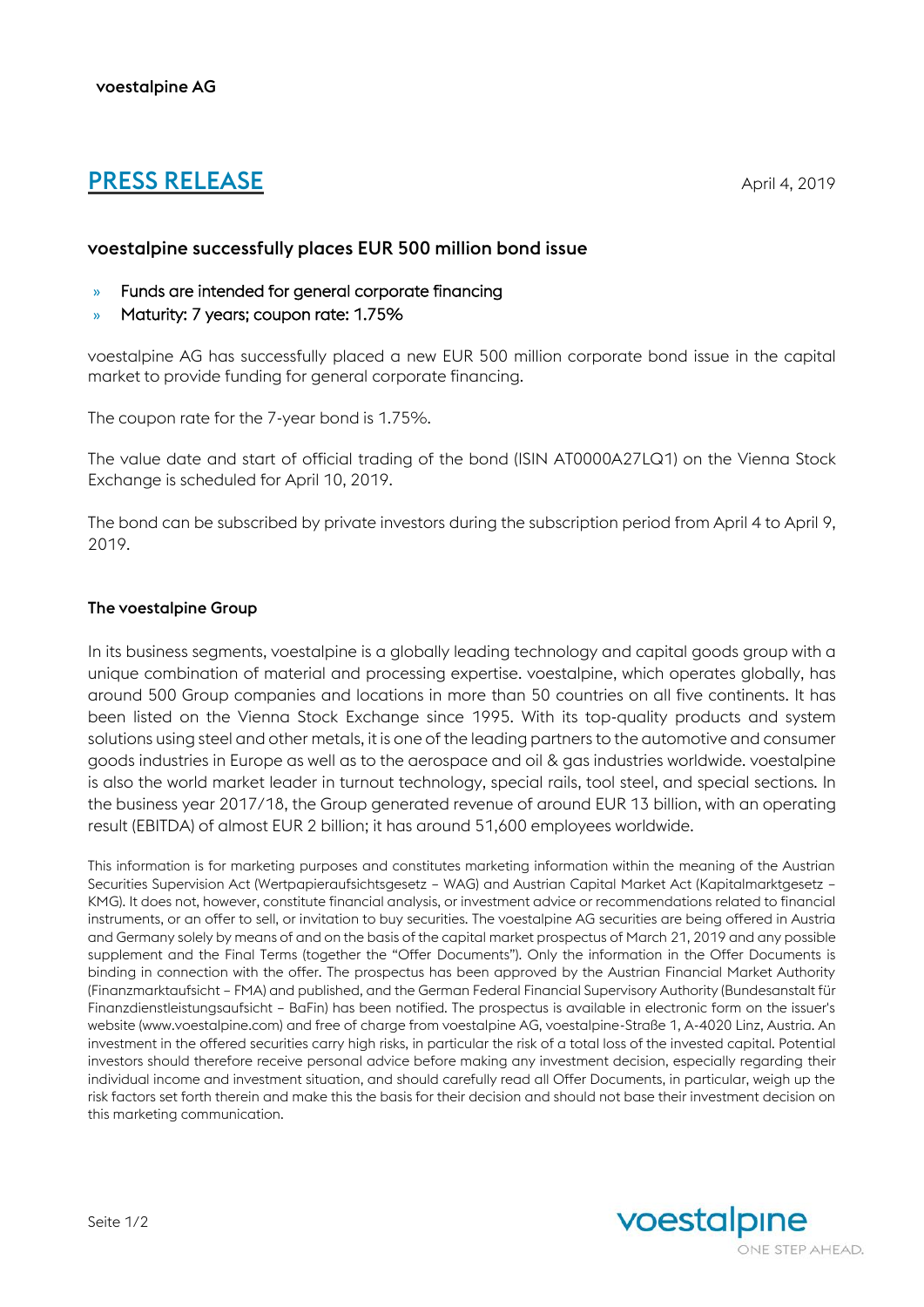voestalpine AG

# PRESS RELEASE

April 4, 2019

## voestalpine successfully places EUR 500 million bond issue

» Funds are intended for general corporate financing
» Maturity: 7 years; coupon rate: 1.75%

voestalpine AG has successfully placed a new EUR 500 million corporate bond issue in the capital market to provide funding for general corporate financing.

The coupon rate for the 7-year bond is 1.75%.

The value date and start of official trading of the bond (ISIN AT0000A27LQ1) on the Vienna Stock Exchange is scheduled for April 10, 2019.

The bond can be subscribed by private investors during the subscription period from April 4 to April 9, 2019.

### The voestalpine Group

In its business segments, voestalpine is a globally leading technology and capital goods group with a unique combination of material and processing expertise. voestalpine, which operates globally, has around 500 Group companies and locations in more than 50 countries on all five continents. It has been listed on the Vienna Stock Exchange since 1995. With its top-quality products and system solutions using steel and other metals, it is one of the leading partners to the automotive and consumer goods industries in Europe as well as to the aerospace and oil & gas industries worldwide. voestalpine is also the world market leader in turnout technology, special rails, tool steel, and special sections. In the business year 2017/18, the Group generated revenue of around EUR 13 billion, with an operating result (EBITDA) of almost EUR 2 billion; it has around 51,600 employees worldwide.

This information is for marketing purposes and constitutes marketing information within the meaning of the Austrian Securities Supervision Act (Wertpapieraufsichtsgesetz – WAG) and Austrian Capital Market Act (Kapitalmarktgesetz – KMG). It does not, however, constitute financial analysis, or investment advice or recommendations related to financial instruments, or an offer to sell, or invitation to buy securities. The voestalpine AG securities are being offered in Austria and Germany solely by means of and on the basis of the capital market prospectus of March 21, 2019 and any possible supplement and the Final Terms (together the "Offer Documents"). Only the information in the Offer Documents is binding in connection with the offer. The prospectus has been approved by the Austrian Financial Market Authority (Finanzmarktaufsicht – FMA) and published, and the German Federal Financial Supervisory Authority (Bundesanstalt für Finanzdienstleistungsaufsicht – BaFin) has been notified. The prospectus is available in electronic form on the issuer's website (www.voestalpine.com) and free of charge from voestalpine AG, voestalpine-Straße 1, A-4020 Linz, Austria. An investment in the offered securities carry high risks, in particular the risk of a total loss of the invested capital. Potential investors should therefore receive personal advice before making any investment decision, especially regarding their individual income and investment situation, and should carefully read all Offer Documents, in particular, weigh up the risk factors set forth therein and make this the basis for their decision and should not base their investment decision on this marketing communication.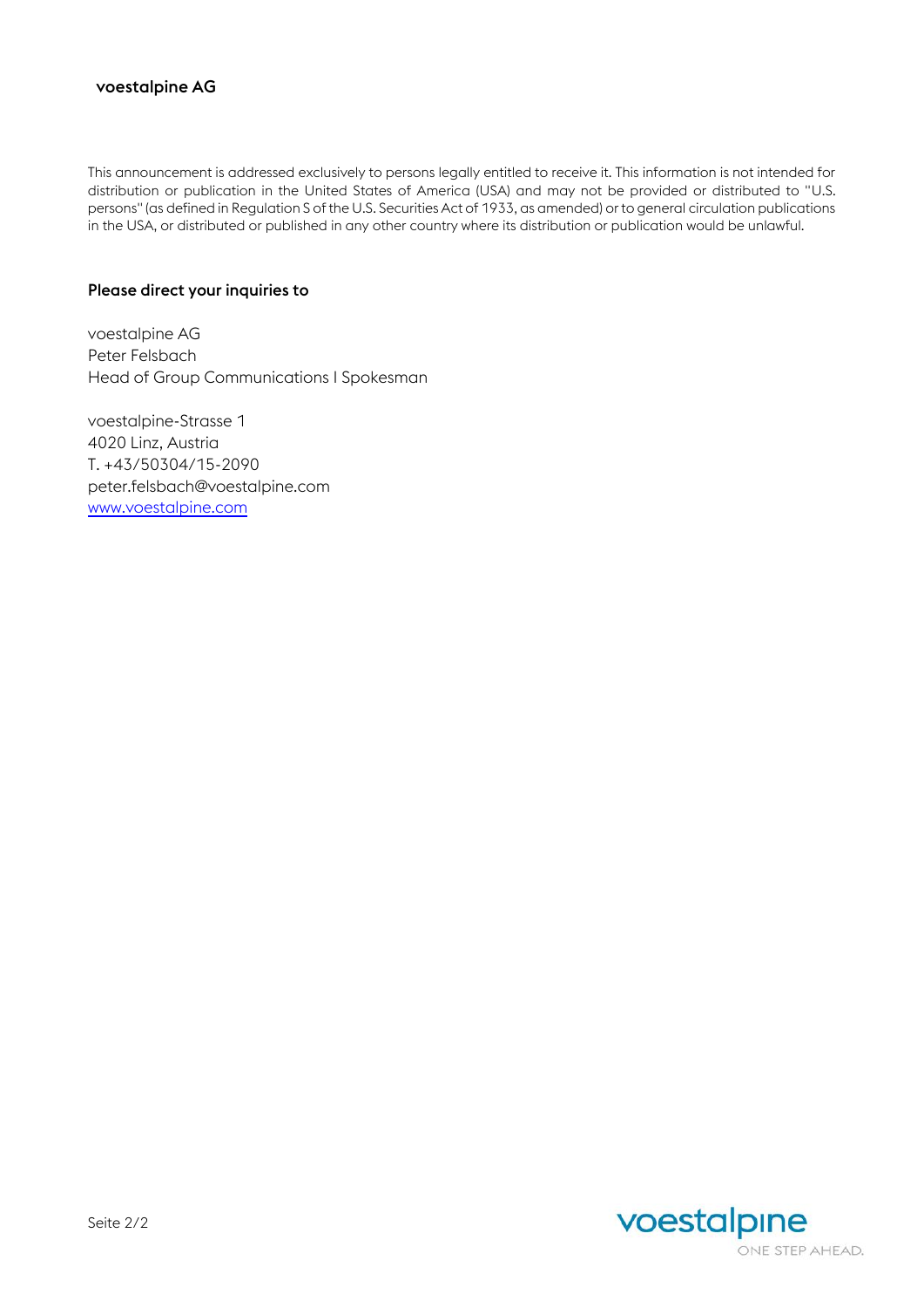**voestalpine AG**

This announcement is addressed exclusively to persons legally entitled to receive it. This information is not intended for distribution or publication in the United States of America (USA) and may not be provided or distributed to "U.S. persons" (as defined in Regulation S of the U.S. Securities Act of 1933, as amended) or to general circulation publications in the USA, or distributed or published in any other country where its distribution or publication would be unlawful.

**Please direct your inquiries to**

voestalpine AG
Peter Felsbach
Head of Group Communications I Spokesman

voestalpine-Strasse 1
4020 Linz, Austria
T. +43/50304/15-2090
peter.felsbach@voestalpine.com
www.voestalpine.com